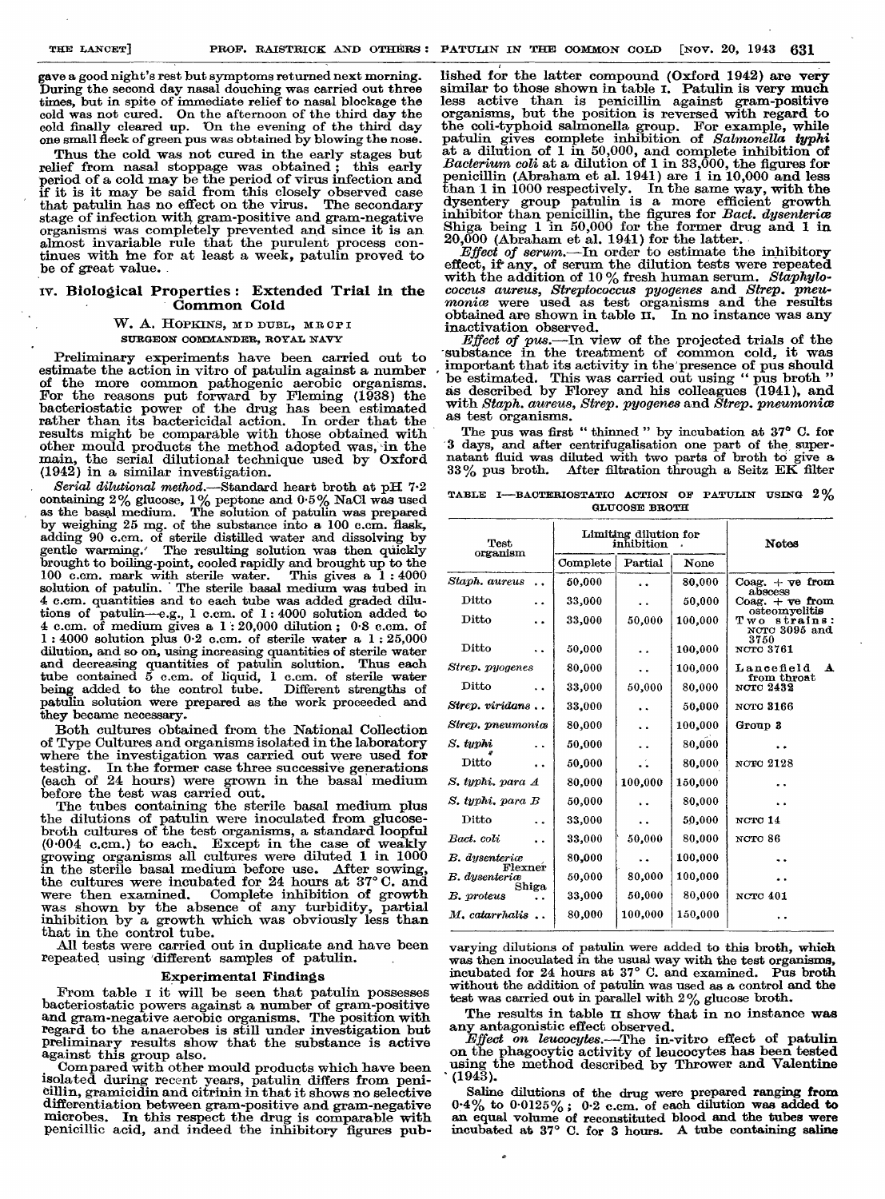gave a good night's rest but symptoms returned next morning. During the second day nasal douching was carried out three times, but in spite of immediate relief to nasal blockage the cold was not cured. On the afternoon of the third day the cold finally cleared up. On the evening of the third day one small fleck of green pus was obtained by blowing the nose.

Thus the cold was not cured in the early stages but relief from nasal stoppage was obtained; this early period of a cold may be the period of virus infection and if it is it may be said from this closely observed case that patulin has no effect on the virus. The secondary stage of infection with gram-positive and gram-negative organisms was completely prevented and since it is an almost invariable rule that the purulent process continues with me for at least a week, patulin proved to be of great value.

## IV. Biological Properties: Extended Trial in the Common Cold

W. A. HOPKINS, MD DUBL, MRCPI
SURGEON COMMANDER, ROYAL NAVY

Preliminary experiments have been carried out to estimate the action in vitro of patulin against a number of the more common pathogenic aerobic organisms. For the reasons put forward by Fleming (1938) the bacteriostatic power of the drug has been estimated rather than its bactericidal action. In order that the results might be comparable with those obtained with other mould products the method adopted was, in the main, the serial dilutional technique used by Oxford (1942) in a similar investigation.

*Serial dilutional method.*—Standard heart broth at pH 7·2 containing 2% glucose, 1% peptone and 0·5% NaCl was used as the basal medium. The solution of patulin was prepared by weighing 25 mg. of the substance into a 100 c.cm. flask, adding 90 c.cm. of sterile distilled water and dissolving by gentle warming. The resulting solution was then quickly brought to boiling-point, cooled rapidly and brought up to the 100 c.cm. mark with sterile water. This gives a 1 : 4000 solution of patulin. The sterile basal medium was tubed in 4 c.cm. quantities and to each tube was added graded dilutions of patulin—e.g., 1 c.cm. of 1 : 4000 solution added to 4 c.cm. of medium gives a 1 : 20,000 dilution; 0·8 c.cm. of 1 : 4000 solution plus 0·2 c.cm. of sterile water a 1 : 25,000 dilution, and so on, using increasing quantities of sterile water and decreasing quantities of patulin solution. Thus each tube contained 5 c.cm. of liquid, 1 c.cm. of sterile water being added to the control tube. Different strengths of patulin solution were prepared as the work proceeded and they became necessary.

Both cultures obtained from the National Collection of Type Cultures and organisms isolated in the laboratory where the investigation was carried out were used for testing. In the former case three successive generations (each of 24 hours) were grown in the basal medium before the test was carried out.

The tubes containing the sterile basal medium plus the dilutions of patulin were inoculated from glucose-broth cultures of the test organisms, a standard loopful (0·004 c.cm.) to each. Except in the case of weakly growing organisms all cultures were diluted 1 in 1000 in the sterile basal medium before use. After sowing, the cultures were incubated for 24 hours at 37° C. and were then examined. Complete inhibition of growth was shown by the absence of any turbidity, partial inhibition by a growth which was obviously less than that in the control tube.

All tests were carried out in duplicate and have been repeated using different samples of patulin.

### Experimental Findings

From table I it will be seen that patulin possesses bacteriostatic powers against a number of gram-positive and gram-negative aerobic organisms. The position with regard to the anaerobes is still under investigation but preliminary results show that the substance is active against this group also.

Compared with other mould products which have been isolated during recent years, patulin differs from penicillin, gramicidin and citrinin in that it shows no selective differentiation between gram-positive and gram-negative microbes. In this respect the drug is comparable with penicillic acid, and indeed the inhibitory figures published for the latter compound (Oxford 1942) are very similar to those shown in table I. Patulin is very much less active than is penicillin against gram-positive organisms, but the position is reversed with regard to the coli-typhoid salmonella group. For example, while patulin gives complete inhibition of *Salmonella typhi* at a dilution of 1 in 50,000, and complete inhibition of *Bacterium coli* at a dilution of 1 in 33,000, the figures for penicillin (Abraham et al. 1941) are 1 in 10,000 and less than 1 in 1000 respectively. In the same way, with the dysentery group patulin is a more efficient growth inhibitor than penicillin, the figures for *Bact. dysenteriæ* Shiga being 1 in 50,000 for the former drug and 1 in 20,000 (Abraham et al. 1941) for the latter.

*Effect of serum.*—In order to estimate the inhibitory effect, if any, of serum the dilution tests were repeated with the addition of 10% fresh human serum. *Staphylococcus aureus*, *Streptococcus pyogenes* and *Strep. pneumoniæ* were used as test organisms and the results obtained are shown in table II. In no instance was any inactivation observed.

*Effect of pus.*—In view of the projected trials of the substance in the treatment of common cold, it was important that its activity in the presence of pus should be estimated. This was carried out using "pus broth" as described by Florey and his colleagues (1941), and with *Staph. aureus*, *Strep. pyogenes* and *Strep. pneumoniæ* as test organisms.

The pus was first "thinned" by incubation at 37° C. for 3 days, and after centrifugalisation one part of the supernatant fluid was diluted with two parts of broth to give a 33% pus broth. After filtration through a Seitz EK filter varying dilutions of patulin were added to this broth, which was then inoculated in the usual way with the test organisms, incubated for 24 hours at 37° C. and examined. Pus broth without the addition of patulin was used as a control and the test was carried out in parallel with 2% glucose broth.

TABLE I—BACTERIOSTATIC ACTION OF PATULIN USING 2% GLUCOSE BROTH

| Test organism | Limiting dilution for inhibition | | | Notes |
|---|---|---|---|---|
| | Complete | Partial | None | |
| *Staph. aureus* | 50,000 | .. | 80,000 | Coag. + ve from abscess |
| Ditto | 33,000 | .. | 50,000 | Coag. + ve from osteomyelitis |
| Ditto | 33,000 | 50,000 | 100,000 | Two strains: NCTC 3095 and 3750 |
| Ditto | 50,000 | .. | 100,000 | NCTC 3761 |
| *Strep. pyogenes* | 80,000 | .. | 100,000 | Lancefield A from throat |
| Ditto | 33,000 | 50,000 | 80,000 | NCTC 2432 |
| *Strep. viridans* | 33,000 | .. | 50,000 | NCTC 3166 |
| *Strep. pneumoniæ* | 80,000 | .. | 100,000 | Group 3 |
| *S. typhi* | 50,000 | .. | 80,000 | .. |
| Ditto | 50,000 | .. | 80,000 | NCTC 2128 |
| *S. typhi. para A* | 80,000 | 100,000 | 150,000 | .. |
| *S. typhi. para B* | 50,000 | .. | 80,000 | .. |
| Ditto | 33,000 | .. | 50,000 | NCTC 14 |
| *Bact. coli* | 33,000 | 50,000 | 80,000 | NCTC 86 |
| *B. dysenteriæ* Flexner | 80,000 | .. | 100,000 | .. |
| *B. dysenteriæ* Shiga | 50,000 | 80,000 | 100,000 | .. |
| *B. proteus* | 33,000 | 50,000 | 80,000 | NCTC 401 |
| *M. catarrhalis* | 80,000 | 100,000 | 150,000 | .. |

The results in table II show that in no instance was any antagonistic effect observed.

*Effect on leucocytes.*—The in-vitro effect of patulin on the phagocytic activity of leucocytes has been tested using the method described by Thrower and Valentine (1943).

Saline dilutions of the drug were prepared ranging from 0·4% to 0·0125%; 0·2 c.cm. of each dilution was added to an equal volume of reconstituted blood and the tubes were incubated at 37° C. for 3 hours. A tube containing saline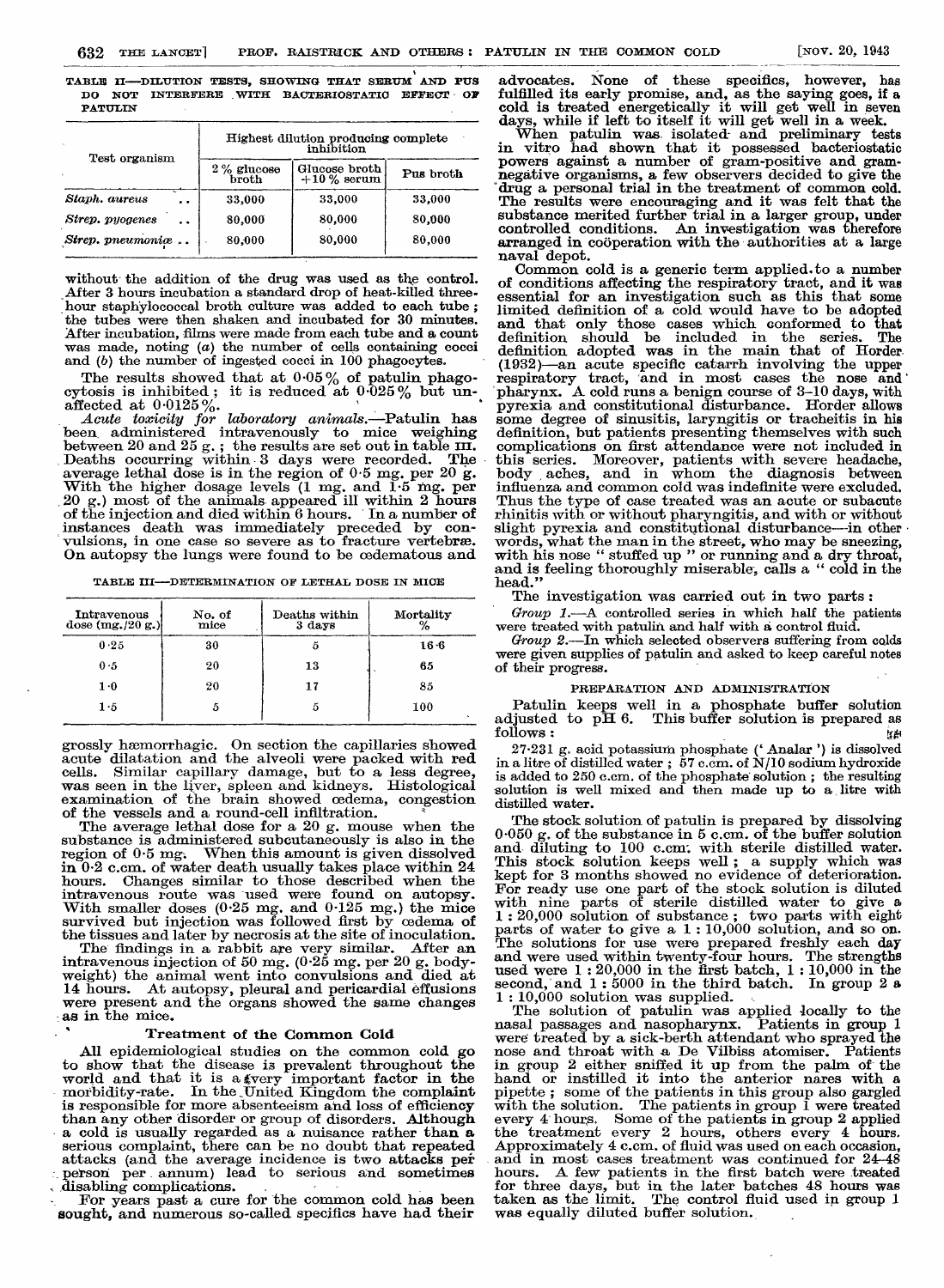TABLE II—DILUTION TESTS, SHOWING THAT SERUM AND PUS DO NOT INTERFERE WITH BACTERIOSTATIC EFFECT OF PATULIN

| Test organism | Highest dilution producing complete inhibition | | |
|---|---|---|---|
| | 2% glucose broth | Glucose broth +10% serum | Pus broth |
| *Staph. aureus* .. | 33,000 | 33,000 | 33,000 |
| *Strep. pyogenes* .. | 80,000 | 80,000 | 80,000 |
| *Strep. pneumoniæ* .. | 80,000 | 80,000 | 80,000 |

without the addition of the drug was used as the control. After 3 hours incubation a standard drop of heat-killed three-hour staphylococcal broth culture was added to each tube; the tubes were then shaken and incubated for 30 minutes. After incubation, films were made from each tube and a count was made, noting (*a*) the number of cells containing cocci and (*b*) the number of ingested cocci in 100 phagocytes.

The results showed that at 0·05% of patulin phagocytosis is inhibited; it is reduced at 0·025% but unaffected at 0·0125%.

*Acute toxicity for laboratory animals*.—Patulin has been administered intravenously to mice weighing between 20 and 25 g.; the results are set out in table III. Deaths occurring within 3 days were recorded. The average lethal dose is in the region of 0·5 mg. per 20 g. With the higher dosage levels (1 mg. and 1·5 mg. per 20 g.) most of the animals appeared ill within 2 hours of the injection and died within 6 hours. In a number of instances death was immediately preceded by convulsions, in one case so severe as to fracture vertebræ. On autopsy the lungs were found to be œdematous and

TABLE III—DETERMINATION OF LETHAL DOSE IN MICE

| Intravenous dose (mg./20 g.) | No. of mice | Deaths within 3 days | Mortality % |
|---|---|---|---|
| 0·25 | 30 | 5 | 16·6 |
| 0·5 | 20 | 13 | 65 |
| 1·0 | 20 | 17 | 85 |
| 1·5 | 5 | 5 | 100 |

grossly hæmorrhagic. On section the capillaries showed acute dilatation and the alveoli were packed with red cells. Similar capillary damage, but to a less degree, was seen in the liver, spleen and kidneys. Histological examination of the brain showed œdema, congestion of the vessels and a round-cell infiltration.

The average lethal dose for a 20 g. mouse when the substance is administered subcutaneously is also in the region of 0·5 mg. When this amount is given dissolved in 0·2 c.cm. of water death usually takes place within 24 hours. Changes similar to those described when the intravenous route was used were found on autopsy. With smaller doses (0·25 mg. and 0·125 mg.) the mice survived but injection was followed first by œdema of the tissues and later by necrosis at the site of inoculation.

The findings in a rabbit are very similar. After an intravenous injection of 50 mg. (0·25 mg. per 20 g. bodyweight) the animal went into convulsions and died at 14 hours. At autopsy, pleural and pericardial effusions were present and the organs showed the same changes as in the mice.

### Treatment of the Common Cold

All epidemiological studies on the common cold go to show that the disease is prevalent throughout the world and that it is a very important factor in the morbidity-rate. In the United Kingdom the complaint is responsible for more absenteeism and loss of efficiency than any other disorder or group of disorders. Although a cold is usually regarded as a nuisance rather than a serious complaint, there can be no doubt that repeated attacks (and the average incidence is two attacks per person per annum) lead to serious and sometimes disabling complications.

For years past a cure for the common cold has been sought, and numerous so-called specifics have had their advocates. None of these specifics, however, has fulfilled its early promise, and, as the saying goes, if a cold is treated energetically it will get well in seven days, while if left to itself it will get well in a week.

When patulin was isolated and preliminary tests in vitro had shown that it possessed bacteriostatic powers against a number of gram-positive and gram-negative organisms, a few observers decided to give the drug a personal trial in the treatment of common cold. The results were encouraging and it was felt that the substance merited further trial in a larger group, under controlled conditions. An investigation was therefore arranged in coöperation with the authorities at a large naval depot.

Common cold is a generic term applied to a number of conditions affecting the respiratory tract, and it was essential for an investigation such as this that some limited definition of a cold would have to be adopted and that only those cases which conformed to that definition should be included in the series. The definition adopted was in the main that of Horder (1932)—an acute specific catarrh involving the upper respiratory tract, and in most cases the nose and pharynx. A cold runs a benign course of 3–10 days, with pyrexia and constitutional disturbance. Horder allows some degree of sinusitis, laryngitis or tracheitis in his definition, but patients presenting themselves with such complications on first attendance were not included in this series. Moreover, patients with severe headache, body aches, and in whom the diagnosis between influenza and common cold was indefinite were excluded. Thus the type of case treated was an acute or subacute rhinitis with or without pharyngitis, and with or without slight pyrexia and constitutional disturbance—in other words, what the man in the street, who may be sneezing, with his nose "stuffed up" or running and a dry throat, and is feeling thoroughly miserable, calls a "cold in the head."

The investigation was carried out in two parts:

*Group 1*.—A controlled series in which half the patients were treated with patulin and half with a control fluid.

*Group 2*.—In which selected observers suffering from colds were given supplies of patulin and asked to keep careful notes of their progress.

#### PREPARATION AND ADMINISTRATION

Patulin keeps well in a phosphate buffer solution adjusted to pH 6. This buffer solution is prepared as follows:

27·231 g. acid potassium phosphate ('Analar') is dissolved in a litre of distilled water; 57 c.cm. of N/10 sodium hydroxide is added to 250 c.cm. of the phosphate solution; the resulting solution is well mixed and then made up to a litre with distilled water.

The stock solution of patulin is prepared by dissolving 0·050 g. of the substance in 5 c.cm. of the buffer solution and diluting to 100 c.cm. with sterile distilled water. This stock solution keeps well; a supply which was kept for 3 months showed no evidence of deterioration. For ready use one part of the stock solution is diluted with nine parts of sterile distilled water to give a 1 : 20,000 solution of substance; two parts with eight parts of water to give a 1 : 10,000 solution, and so on. The solutions for use were prepared freshly each day and were used within twenty-four hours. The strengths used were 1 : 20,000 in the first batch, 1 : 10,000 in the second, and 1 : 5000 in the third batch. In group 2 a 1 : 10,000 solution was supplied.

The solution of patulin was applied locally to the nasal passages and nasopharynx. Patients in group 1 were treated by a sick-berth attendant who sprayed the nose and throat with a De Vilbiss atomiser. Patients in group 2 either sniffed it up from the palm of the hand or instilled it into the anterior nares with a pipette; some of the patients in this group also gargled with the solution. The patients in group 1 were treated every 4 hours. Some of the patients in group 2 applied the treatment every 2 hours, others every 4 hours. Approximately 4 c.cm. of fluid was used on each occasion, and in most cases treatment was continued for 24–48 hours. A few patients in the first batch were treated for three days, but in the later batches 48 hours was taken as the limit. The control fluid used in group 1 was equally diluted buffer solution.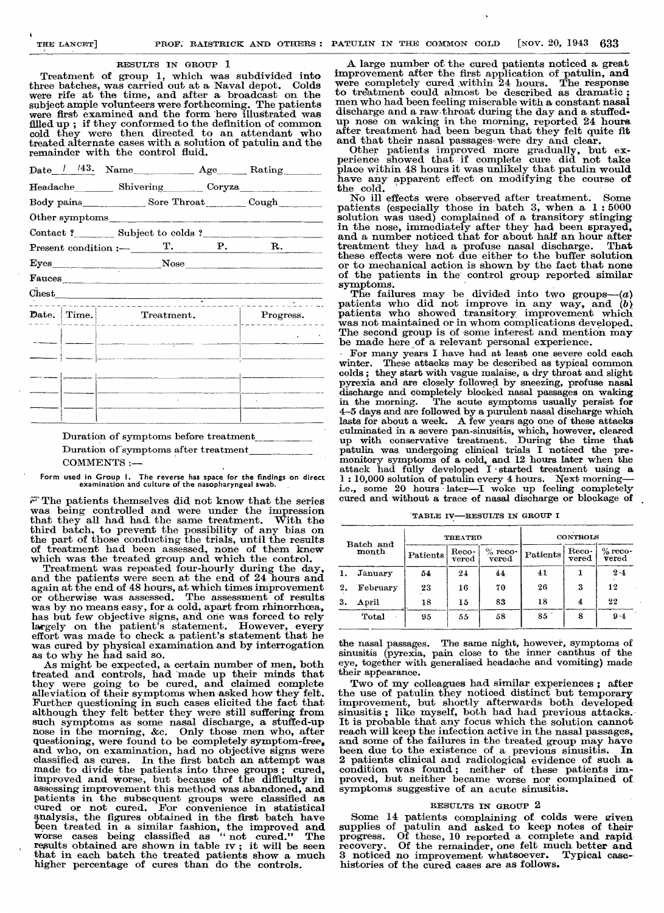### RESULTS IN GROUP 1

Treatment of group 1, which was subdivided into three batches, was carried out at a Naval depot. Colds were rife at the time, and after a broadcast on the subject ample volunteers were forthcoming. The patients were first examined and the form here illustrated was filled up; if they conformed to the definition of common cold they were then directed to an attendant who treated alternate cases with a solution of patulin and the remainder with the control fluid.

Date \_\_/\_\_/43. Name\_\_\_\_\_\_\_\_ Age\_\_\_\_ Rating\_\_\_\_\_\_

Headache\_\_\_\_\_\_ Shivering\_\_\_\_\_\_ Coryza\_\_\_\_\_\_

Body pains\_\_\_\_\_\_ Sore Throat\_\_\_\_\_\_ Cough\_\_\_\_\_\_

Other symptoms\_\_\_\_\_\_

Contact ?\_\_\_\_\_\_ Subject to colds ?\_\_\_\_\_\_

Present condition :— T. \_\_\_\_ P. \_\_\_\_ R. \_\_\_\_

Eyes\_\_\_\_\_\_ Nose\_\_\_\_\_\_

Fauces\_\_\_\_\_\_

Chest\_\_\_\_\_\_

| Date. | Time. | Treatment. | Progress. |
|---|---|---|---|
| | | | |
| | | | |
| | | | |
| | | | |
| | | | |
| | | | |

Duration of symptoms before treatment\_\_\_\_\_\_

Duration of symptoms after treatment\_\_\_\_\_\_

COMMENTS :—

Form used in Group I. The reverse has space for the findings on direct examination and culture of the nasopharyngeal swab.

The patients themselves did not know that the series was being controlled and were under the impression that they all had had the same treatment. With the third batch, to prevent the possibility of any bias on the part of those conducting the trials, until the results of treatment had been assessed, none of them knew which was the treated group and which the control.

Treatment was repeated four-hourly during the day, and the patients were seen at the end of 24 hours and again at the end of 48 hours, at which times improvement or otherwise was assessed. The assessment of results was by no means easy, for a cold, apart from rhinorrhœa, has but few objective signs, and one was forced to rely largely on the patient's statement. However, every effort was made to check a patient's statement that he was cured by physical examination and by interrogation as to why he had said so.

As might be expected, a certain number of men, both treated and controls, had made up their minds that they were going to be cured, and claimed complete alleviation of their symptoms when asked how they felt. Further questioning in such cases elicited the fact that although they felt better they were still suffering from such symptoms as some nasal discharge, a stuffed-up nose in the morning, &c. Only those men who, after questioning, were found to be completely symptom-free, and who, on examination, had no objective signs were classified as cures. In the first batch an attempt was made to divide the patients into three groups; cured, improved and worse, but because of the difficulty in assessing improvement this method was abandoned, and patients in the subsequent groups were classified as cured or not cured. For convenience in statistical analysis, the figures obtained in the first batch have been treated in a similar fashion, the improved and worse cases being classified as "not cured." The results obtained are shown in table IV; it will be seen that in each batch the treated patients show a much higher percentage of cures than do the controls.

A large number of the cured patients noticed a great improvement after the first application of patulin, and were completely cured within 24 hours. The response to treatment could almost be described as dramatic; men who had been feeling miserable with a constant nasal discharge and a raw throat during the day and a stuffed-up nose on waking in the morning, reported 24 hours after treatment had been begun that they felt quite fit and that their nasal passages were dry and clear.

Other patients improved more gradually, but experience showed that if complete cure did not take place within 48 hours it was unlikely that patulin would have any apparent effect on modifying the course of the cold.

No ill effects were observed after treatment. Some patients (especially those in batch 3, when a 1 : 5000 solution was used) complained of a transitory stinging in the nose, immediately after they had been sprayed, and a number noticed that for about half an hour after treatment they had a profuse nasal discharge. That these effects were not due either to the buffer solution or to mechanical action is shown by the fact that none of the patients in the control group reported similar symptoms.

The failures may be divided into two groups—(*a*) patients who did not improve in any way, and (*b*) patients who showed transitory improvement which was not maintained or in whom complications developed. The second group is of some interest and mention may be made here of a relevant personal experience.

For many years I have had at least one severe cold each winter. These attacks may be described as typical common colds; they start with vague malaise, a dry throat and slight pyrexia and are closely followed by sneezing, profuse nasal discharge and completely blocked nasal passages on waking in the morning. The acute symptoms usually persist for 4–5 days and are followed by a purulent nasal discharge which lasts for about a week. A few years ago one of these attacks culminated in a severe pan-sinusitis, which, however, cleared up with conservative treatment. During the time that patulin was undergoing clinical trials I noticed the premonitory symptoms of a cold, and 12 hours later when the attack had fully developed I started treatment using a 1 : 10,000 solution of patulin every 4 hours. Next morning—i.e., some 20 hours later—I woke up feeling completely cured and without a trace of nasal discharge or blockage of the nasal passages. The same night, however, symptoms of sinusitis (pyrexia, pain close to the inner canthus of the eye, together with generalised headache and vomiting) made their appearance.

TABLE IV—RESULTS IN GROUP I

| Batch and month | TREATED | | | CONTROLS | | |
|---|---|---|---|---|---|---|
| | Patients | Recovered | % recovered | Patients | Recovered | % recovered |
| 1. January | 54 | 24 | 44 | 41 | 1 | 2·4 |
| 2. February | 23 | 16 | 70 | 26 | 3 | 12 |
| 3. April | 18 | 15 | 83 | 18 | 4 | 22 |
| Total | 95 | 55 | 58 | 85 | 8 | 9·4 |

Two of my colleagues had similar experiences; after the use of patulin they noticed distinct but temporary improvement, but shortly afterwards both developed sinusitis; like myself, both had had previous attacks. It is probable that any focus which the solution cannot reach will keep the infection active in the nasal passages, and some of the failures in the treated group may have been due to the existence of a previous sinusitis. In 2 patients clinical and radiological evidence of such a condition was found; neither of these patients improved, but neither became worse nor complained of symptoms suggestive of an acute sinusitis.

### RESULTS IN GROUP 2

Some 14 patients complaining of colds were given supplies of patulin and asked to keep notes of their progress. Of these, 10 reported a complete and rapid recovery. Of the remainder, one felt much better and 3 noticed no improvement whatsoever. Typical case-histories of the cured cases are as follows.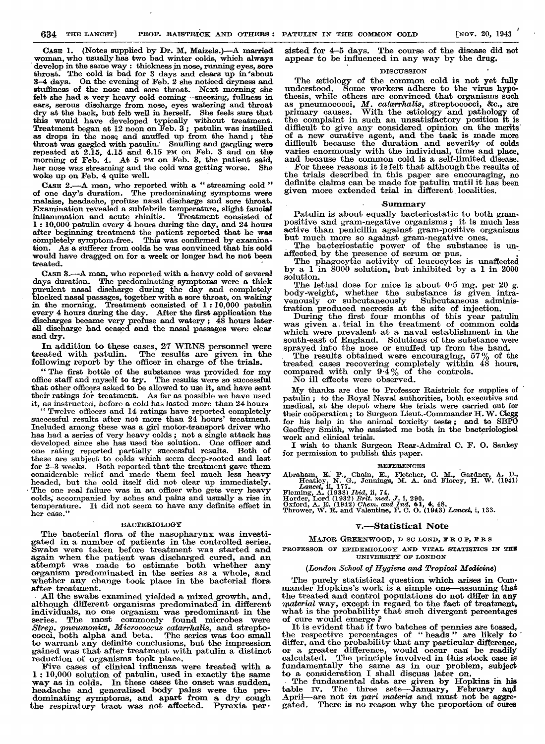CASE 1. (Notes supplied by Dr. M. Maizels.)—A married woman, who usually has two bad winter colds, which always develop in the same way: thickness in nose, running eyes, sore throat. The cold is bad for 3 days and clears up in about 3–4 days. On the evening of Feb. 2 she noticed dryness and stuffiness of the nose and sore throat. Next morning she felt she had a very heavy cold coming—sneezing, fullness in ears, serous discharge from nose, eyes watering and throat dry at the back, but felt well in herself. She feels sure that this would have developed typically without treatment. Treatment began at 12 noon on Feb. 3; patulin was instilled as drops in the nose and snuffed up from the hand; the throat was gargled with patulin. Snuffing and gargling were repeated at 2.15, 4.15 and 6.15 PM on Feb. 3 and on the morning of Feb. 4. At 5 PM on Feb. 3, the patient said, her nose was streaming and the cold was getting worse. She woke up on Feb. 4 quite well.

CASE 2.—A man, who reported with a "streaming cold" of one day's duration. The predominating symptoms were malaise, headache, profuse nasal discharge and sore throat. Examination revealed a subfebrile temperature, slight faucial inflammation and acute rhinitis. Treatment consisted of 1 : 10,000 patulin every 4 hours during the day, and 24 hours after beginning treatment the patient reported that he was completely symptom-free. This was confirmed by examination. As a sufferer from colds he was convinced that his cold would have dragged on for a week or longer had he not been treated.

CASE 3.—A man, who reported with a heavy cold of several days duration. The predominating symptoms were a thick purulent nasal discharge during the day and completely blocked nasal passages, together with a sore throat, on waking in the morning. Treatment consisted of 1 : 10,000 patulin every 4 hours during the day. After the first application the discharges became very profuse and watery; 48 hours later all discharge had ceased and the nasal passages were clear and dry.

In addition to these cases, 27 WRNS personnel were treated with patulin. The results are given in the following report by the officer in charge of the trials.

"The first bottle of the substance was provided for my office staff and myself to try. The results were so successful that other officers asked to be allowed to use it, and have sent their ratings for treatment. As far as possible we have used it, as instructed, before a cold has lasted more than 24 hours

"Twelve officers and 14 ratings have reported completely successful results after not more than 24 hours' treatment. Included among these was a girl motor-transport driver who has had a series of very heavy colds; not a single attack has developed since she has used the solution. One officer and one rating reported partially successful results. Both of these are subject to colds which seem deep-rooted and last for 2–3 weeks. Both reported that the treatment gave them considerable relief and made them feel much less heavy headed, but the cold itself did not clear up immediately. The one real failure was in an officer who gets very heavy colds, accompanied by aches and pains and usually a rise in temperature. It did not seem to have any definite effect in her case."

### BACTERIOLOGY

The bacterial flora of the nasopharynx was investigated in a number of patients in the controlled series. Swabs were taken before treatment was started and again when the patient was discharged cured, and an attempt was made to estimate both whether any organism predominated in the series as a whole, and whether any change took place in the bacterial flora after treatment.

All the swabs examined yielded a mixed growth, and, although different organisms predominated in different individuals, no one organism was predominant in the series. The most commonly found microbes were *Strep. pneumoniæ*, *Micrococcus catarrhalis*, and streptococci, both alpha and beta. The series was too small to warrant any definite conclusions, but the impression gained was that after treatment with patulin a distinct reduction of organisms took place.

Five cases of clinical influenza were treated with a 1 : 10,000 solution of patulin, used in exactly the same way as in colds. In these cases the onset was sudden, headache and generalised body pains were the predominating symptoms, and apart from a dry cough the respiratory tract was not affected. Pyrexia persisted for 4–5 days. The course of the disease did not appear to be influenced in any way by the drug.

### DISCUSSION

The ætiology of the common cold is not yet fully understood. Some workers adhere to the virus hypothesis, while others are convinced that organisms such as pneumococci, *M. catarrhalis*, streptococci, &c., are primary causes. With the ætiology and pathology of the complaint in such an unsatisfactory position it is difficult to give any considered opinion on the merits of a new curative agent, and the task is made more difficult because the duration and severity of colds varies enormously with the individual, time and place, and because the common cold is a self-limited disease.

For these reasons it is felt that although the results of the trials described in this paper are encouraging, no definite claims can be made for patulin until it has been given more extended trial in different localities.

## Summary

Patulin is about equally bacteriostatic to both gram-positive and gram-negative organisms; it is much less active than penicillin against gram-positive organisms but much more so against gram-negative ones.

The bacteriostatic power of the substance is unaffected by the presence of serum or pus.

The phagocytic activity of leucocytes is unaffected by a 1 in 8000 solution, but inhibited by a 1 in 2000 solution.

The lethal dose for mice is about 0·5 mg. per 20 g. body-weight, whether the substance is given intravenously or subcutaneously Subcutaneous administration produced necrosis at the site of injection.

During the first four months of this year patulin was given a trial in the treatment of common colds which were prevalent at a naval establishment in the south-east of England. Solutions of the substance were sprayed into the nose or snuffed up from the hand.

The results obtained were encouraging, 57% of the treated cases recovering completely within 48 hours, compared with only 9·4% of the controls.

No ill effects were observed.

My thanks are due to Professor Raistrick for supplies of patulin; to the Royal Naval authorities, both executive and medical, at the depot where the trials were carried out for their coöperation; to Surgeon Lieut.-Commander H. W. Clegg for his help in the animal toxicity tests; and to SBPO Geoffrey Smith, who assisted me both in the bacteriological work and clinical trials.

I wish to thank Surgeon Rear-Admiral C. F. O. Sankey for permission to publish this paper.

### REFERENCES

Abraham, E. P., Chain, E., Fletcher, C. M., Gardner, A. D., Heatley, N. G., Jennings, M. A. and Florey, H. W. (1941) *Lancet*, ii, 177.
Fleming, A. (1938) *Ibid*, ii, 74.
Horder, Lord (1932) *Brit. med. J.* i, 290.
Oxford, A. E. (1942) *Chem. and Ind.* 61, 4, 48.
Thrower, W. R. and Valentine, F. C. O. (1943) *Lancet*, i, 133.

## V.—Statistical Note

MAJOR GREENWOOD, D SC LOND, F R C P, F R S

PROFESSOR OF EPIDEMIOLOGY AND VITAL STATISTICS IN THE UNIVERSITY OF LONDON

*(London School of Hygiene and Tropical Medicine)*

The purely statistical question which arises in Commander Hopkins's work is a simple one—assuming that the treated and control populations do not differ in any *material* way, except in regard to the fact of treatment, what is the probability that such divergent percentages of cure would emerge?

It is evident that if two batches of pennies are tossed, the respective percentages of "heads" are likely to differ, and the probability that any particular difference, or a greater difference, would occur can be readily calculated. The principle involved in this stock case is fundamentally the same as in our problem, subject to a consideration I shall discuss later on.

The fundamental data are given by Hopkins in his table IV. The three sets—January, February and April—are not *in pari materia* and must not be aggregated. There is no reason why the proportion of cures